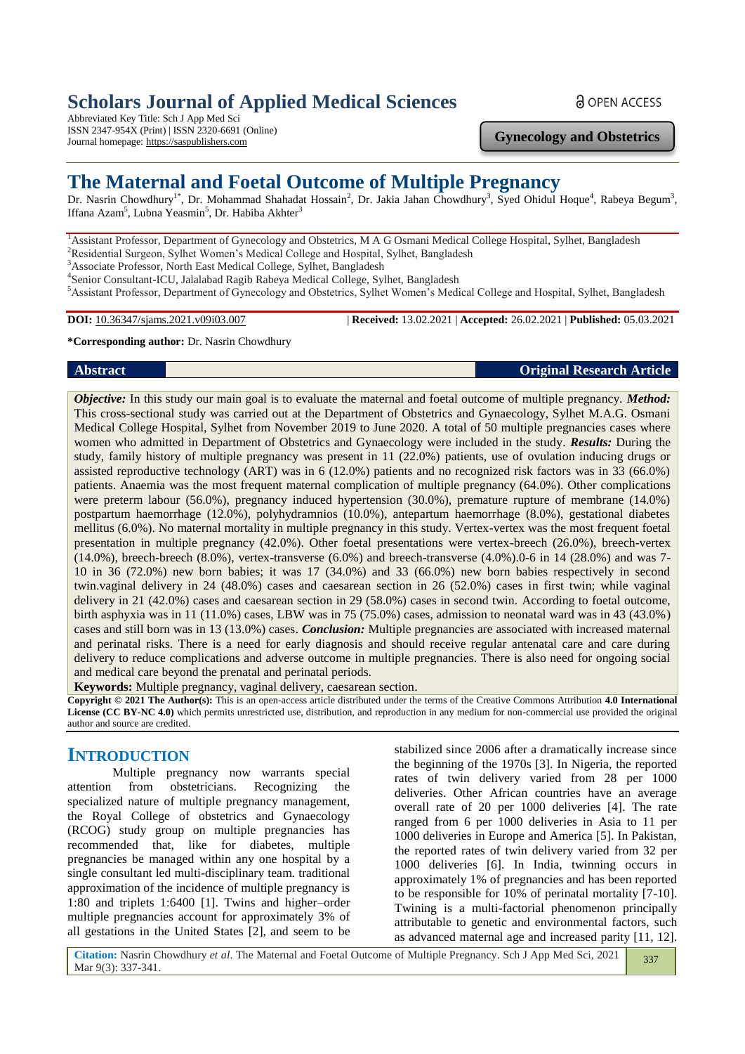# Scholars Journal of Applied Medical Sciences

Abbreviated Key Title: Sch J App Med Sci
ISSN 2347-954X (Print) | ISSN 2320-6691 (Online)
Journal homepage: https://saspublishers.com

OPEN ACCESS

**Gynecology and Obstetrics**

# The Maternal and Foetal Outcome of Multiple Pregnancy

Dr. Nasrin Chowdhury[1*], Dr. Mohammad Shahadat Hossain[2], Dr. Jakia Jahan Chowdhury[3], Syed Ohidul Hoque[4], Rabeya Begum[3], Iffana Azam[5], Lubna Yeasmin[5], Dr. Habiba Akhter[3]

[1]Assistant Professor, Department of Gynecology and Obstetrics, M A G Osmani Medical College Hospital, Sylhet, Bangladesh
[2]Residential Surgeon, Sylhet Women's Medical College and Hospital, Sylhet, Bangladesh
[3]Associate Professor, North East Medical College, Sylhet, Bangladesh
[4]Senior Consultant-ICU, Jalalabad Ragib Rabeya Medical College, Sylhet, Bangladesh
[5]Assistant Professor, Department of Gynecology and Obstetrics, Sylhet Women's Medical College and Hospital, Sylhet, Bangladesh

**DOI:** 10.36347/sjams.2021.v09i03.007 | **Received:** 13.02.2021 | **Accepted:** 26.02.2021 | **Published:** 05.03.2021

***Corresponding author:** Dr. Nasrin Chowdhury

**Abstract** **Original Research Article**

***Objective:*** In this study our main goal is to evaluate the maternal and foetal outcome of multiple pregnancy. ***Method:*** This cross-sectional study was carried out at the Department of Obstetrics and Gynaecology, Sylhet M.A.G. Osmani Medical College Hospital, Sylhet from November 2019 to June 2020. A total of 50 multiple pregnancies cases where women who admitted in Department of Obstetrics and Gynaecology were included in the study. ***Results:*** During the study, family history of multiple pregnancy was present in 11 (22.0%) patients, use of ovulation inducing drugs or assisted reproductive technology (ART) was in 6 (12.0%) patients and no recognized risk factors was in 33 (66.0%) patients. Anaemia was the most frequent maternal complication of multiple pregnancy (64.0%). Other complications were preterm labour (56.0%), pregnancy induced hypertension (30.0%), premature rupture of membrane (14.0%) postpartum haemorrhage (12.0%), polyhydramnios (10.0%), antepartum haemorrhage (8.0%), gestational diabetes mellitus (6.0%). No maternal mortality in multiple pregnancy in this study. Vertex-vertex was the most frequent foetal presentation in multiple pregnancy (42.0%). Other foetal presentations were vertex-breech (26.0%), breech-vertex (14.0%), breech-breech (8.0%), vertex-transverse (6.0%) and breech-transverse (4.0%).0-6 in 14 (28.0%) and was 7-10 in 36 (72.0%) new born babies; it was 17 (34.0%) and 33 (66.0%) new born babies respectively in second twin.vaginal delivery in 24 (48.0%) cases and caesarean section in 26 (52.0%) cases in first twin; while vaginal delivery in 21 (42.0%) cases and caesarean section in 29 (58.0%) cases in second twin. According to foetal outcome, birth asphyxia was in 11 (11.0%) cases, LBW was in 75 (75.0%) cases, admission to neonatal ward was in 43 (43.0%) cases and still born was in 13 (13.0%) cases. ***Conclusion:*** Multiple pregnancies are associated with increased maternal and perinatal risks. There is a need for early diagnosis and should receive regular antenatal care and care during delivery to reduce complications and adverse outcome in multiple pregnancies. There is also need for ongoing social and medical care beyond the prenatal and perinatal periods.

**Keywords:** Multiple pregnancy, vaginal delivery, caesarean section.

**Copyright © 2021 The Author(s):** This is an open-access article distributed under the terms of the Creative Commons Attribution **4.0 International License (CC BY-NC 4.0)** which permits unrestricted use, distribution, and reproduction in any medium for non-commercial use provided the original author and source are credited.

## INTRODUCTION

Multiple pregnancy now warrants special attention from obstetricians. Recognizing the specialized nature of multiple pregnancy management, the Royal College of obstetrics and Gynaecology (RCOG) study group on multiple pregnancies has recommended that, like for diabetes, multiple pregnancies be managed within any one hospital by a single consultant led multi-disciplinary team. traditional approximation of the incidence of multiple pregnancy is 1:80 and triplets 1:6400 [1]. Twins and higher–order multiple pregnancies account for approximately 3% of all gestations in the United States [2], and seem to be stabilized since 2006 after a dramatically increase since the beginning of the 1970s [3]. In Nigeria, the reported rates of twin delivery varied from 28 per 1000 deliveries. Other African countries have an average overall rate of 20 per 1000 deliveries [4]. The rate ranged from 6 per 1000 deliveries in Asia to 11 per 1000 deliveries in Europe and America [5]. In Pakistan, the reported rates of twin delivery varied from 32 per 1000 deliveries [6]. In India, twinning occurs in approximately 1% of pregnancies and has been reported to be responsible for 10% of perinatal mortality [7-10]. Twining is a multi-factorial phenomenon principally attributable to genetic and environmental factors, such as advanced maternal age and increased parity [11, 12].

**Citation:** Nasrin Chowdhury *et al*. The Maternal and Foetal Outcome of Multiple Pregnancy. Sch J App Med Sci, 2021 Mar 9(3): 337-341.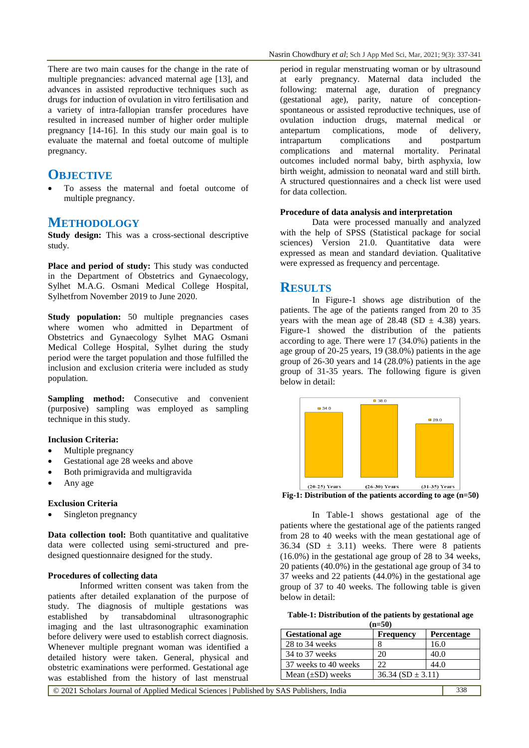There are two main causes for the change in the rate of multiple pregnancies: advanced maternal age [13], and advances in assisted reproductive techniques such as drugs for induction of ovulation in vitro fertilisation and a variety of intra-fallopian transfer procedures have resulted in increased number of higher order multiple pregnancy [14-16]. In this study our main goal is to evaluate the maternal and foetal outcome of multiple pregnancy.

## OBJECTIVE

- To assess the maternal and foetal outcome of multiple pregnancy.

## METHODOLOGY

**Study design:** This was a cross-sectional descriptive study.

**Place and period of study:** This study was conducted in the Department of Obstetrics and Gynaecology, Sylhet M.A.G. Osmani Medical College Hospital, Sylhetfrom November 2019 to June 2020.

**Study population:** 50 multiple pregnancies cases where women who admitted in Department of Obstetrics and Gynaecology Sylhet MAG Osmani Medical College Hospital, Sylhet during the study period were the target population and those fulfilled the inclusion and exclusion criteria were included as study population.

**Sampling method:** Consecutive and convenient (purposive) sampling was employed as sampling technique in this study.

**Inclusion Criteria:**

- Multiple pregnancy
- Gestational age 28 weeks and above
- Both primigravida and multigravida
- Any age

**Exclusion Criteria**

- Singleton pregnancy

**Data collection tool:** Both quantitative and qualitative data were collected using semi-structured and pre-designed questionnaire designed for the study.

**Procedures of collecting data**

Informed written consent was taken from the patients after detailed explanation of the purpose of study. The diagnosis of multiple gestations was established by transabdominal ultrasonographic imaging and the last ultrasonographic examination before delivery were used to establish correct diagnosis. Whenever multiple pregnant woman was identified a detailed history were taken. General, physical and obstetric examinations were performed. Gestational age was established from the history of last menstrual period in regular menstruating woman or by ultrasound at early pregnancy. Maternal data included the following: maternal age, duration of pregnancy (gestational age), parity, nature of conception-spontaneous or assisted reproductive techniques, use of ovulation induction drugs, maternal medical or antepartum complications, mode of delivery, intrapartum complications and postpartum complications and maternal mortality. Perinatal outcomes included normal baby, birth asphyxia, low birth weight, admission to neonatal ward and still birth. A structured questionnaires and a check list were used for data collection.

**Procedure of data analysis and interpretation**

Data were processed manually and analyzed with the help of SPSS (Statistical package for social sciences) Version 21.0. Quantitative data were expressed as mean and standard deviation. Qualitative were expressed as frequency and percentage.

## RESULTS

In Figure-1 shows age distribution of the patients. The age of the patients ranged from 20 to 35 years with the mean age of 28.48 (SD ± 4.38) years. Figure-1 showed the distribution of the patients according to age. There were 17 (34.0%) patients in the age group of 20-25 years, 19 (38.0%) patients in the age group of 26-30 years and 14 (28.0%) patients in the age group of 31-35 years. The following figure is given below in detail:

**Fig-1: Distribution of the patients according to age (n=50)**

In Table-1 shows gestational age of the patients where the gestational age of the patients ranged from 28 to 40 weeks with the mean gestational age of 36.34 (SD ± 3.11) weeks. There were 8 patients (16.0%) in the gestational age group of 28 to 34 weeks, 20 patients (40.0%) in the gestational age group of 34 to 37 weeks and 22 patients (44.0%) in the gestational age group of 37 to 40 weeks. The following table is given below in detail:

**Table-1: Distribution of the patients by gestational age (n=50)**

| Gestational age | Frequency | Percentage |
|---|---|---|
| 28 to 34 weeks | 8 | 16.0 |
| 34 to 37 weeks | 20 | 40.0 |
| 37 weeks to 40 weeks | 22 | 44.0 |
| Mean (±SD) weeks | 36.34 (SD ± 3.11) | |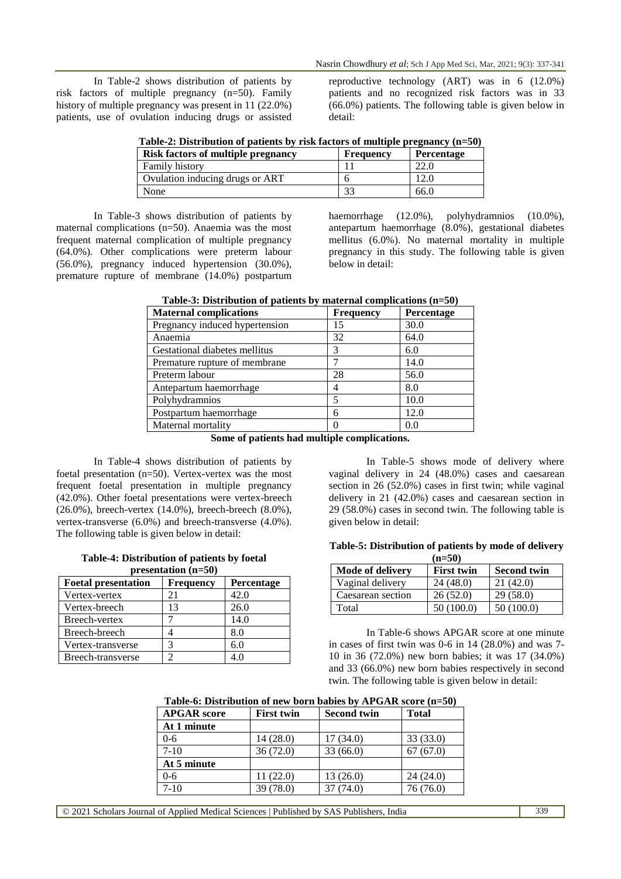In Table-2 shows distribution of patients by risk factors of multiple pregnancy (n=50). Family history of multiple pregnancy was present in 11 (22.0%) patients, use of ovulation inducing drugs or assisted reproductive technology (ART) was in 6 (12.0%) patients and no recognized risk factors was in 33 (66.0%) patients. The following table is given below in detail:

**Table-2: Distribution of patients by risk factors of multiple pregnancy (n=50)**

| Risk factors of multiple pregnancy | Frequency | Percentage |
|---|---|---|
| Family history | 11 | 22.0 |
| Ovulation inducing drugs or ART | 6 | 12.0 |
| None | 33 | 66.0 |

In Table-3 shows distribution of patients by maternal complications (n=50). Anaemia was the most frequent maternal complication of multiple pregnancy (64.0%). Other complications were preterm labour (56.0%), pregnancy induced hypertension (30.0%), premature rupture of membrane (14.0%) postpartum haemorrhage (12.0%), polyhydramnios (10.0%), antepartum haemorrhage (8.0%), gestational diabetes mellitus (6.0%). No maternal mortality in multiple pregnancy in this study. The following table is given below in detail:

**Table-3: Distribution of patients by maternal complications (n=50)**

| Maternal complications | Frequency | Percentage |
|---|---|---|
| Pregnancy induced hypertension | 15 | 30.0 |
| Anaemia | 32 | 64.0 |
| Gestational diabetes mellitus | 3 | 6.0 |
| Premature rupture of membrane | 7 | 14.0 |
| Preterm labour | 28 | 56.0 |
| Antepartum haemorrhage | 4 | 8.0 |
| Polyhydramnios | 5 | 10.0 |
| Postpartum haemorrhage | 6 | 12.0 |
| Maternal mortality | 0 | 0.0 |

**Some of patients had multiple complications.**

In Table-4 shows distribution of patients by foetal presentation (n=50). Vertex-vertex was the most frequent foetal presentation in multiple pregnancy (42.0%). Other foetal presentations were vertex-breech (26.0%), breech-vertex (14.0%), breech-breech (8.0%), vertex-transverse (6.0%) and breech-transverse (4.0%). The following table is given below in detail:

**Table-4: Distribution of patients by foetal presentation (n=50)**

| Foetal presentation | Frequency | Percentage |
|---|---|---|
| Vertex-vertex | 21 | 42.0 |
| Vertex-breech | 13 | 26.0 |
| Breech-vertex | 7 | 14.0 |
| Breech-breech | 4 | 8.0 |
| Vertex-transverse | 3 | 6.0 |
| Breech-transverse | 2 | 4.0 |

In Table-5 shows mode of delivery where vaginal delivery in 24 (48.0%) cases and caesarean section in 26 (52.0%) cases in first twin; while vaginal delivery in 21 (42.0%) cases and caesarean section in 29 (58.0%) cases in second twin. The following table is given below in detail:

**Table-5: Distribution of patients by mode of delivery (n=50)**

| Mode of delivery | First twin | Second twin |
|---|---|---|
| Vaginal delivery | 24 (48.0) | 21 (42.0) |
| Caesarean section | 26 (52.0) | 29 (58.0) |
| Total | 50 (100.0) | 50 (100.0) |

In Table-6 shows APGAR score at one minute in cases of first twin was 0-6 in 14 (28.0%) and was 7-10 in 36 (72.0%) new born babies; it was 17 (34.0%) and 33 (66.0%) new born babies respectively in second twin. The following table is given below in detail:

**Table-6: Distribution of new born babies by APGAR score (n=50)**

| APGAR score | First twin | Second twin | Total |
|---|---|---|---|
| **At 1 minute** | | | |
| 0-6 | 14 (28.0) | 17 (34.0) | 33 (33.0) |
| 7-10 | 36 (72.0) | 33 (66.0) | 67 (67.0) |
| **At 5 minute** | | | |
| 0-6 | 11 (22.0) | 13 (26.0) | 24 (24.0) |
| 7-10 | 39 (78.0) | 37 (74.0) | 76 (76.0) |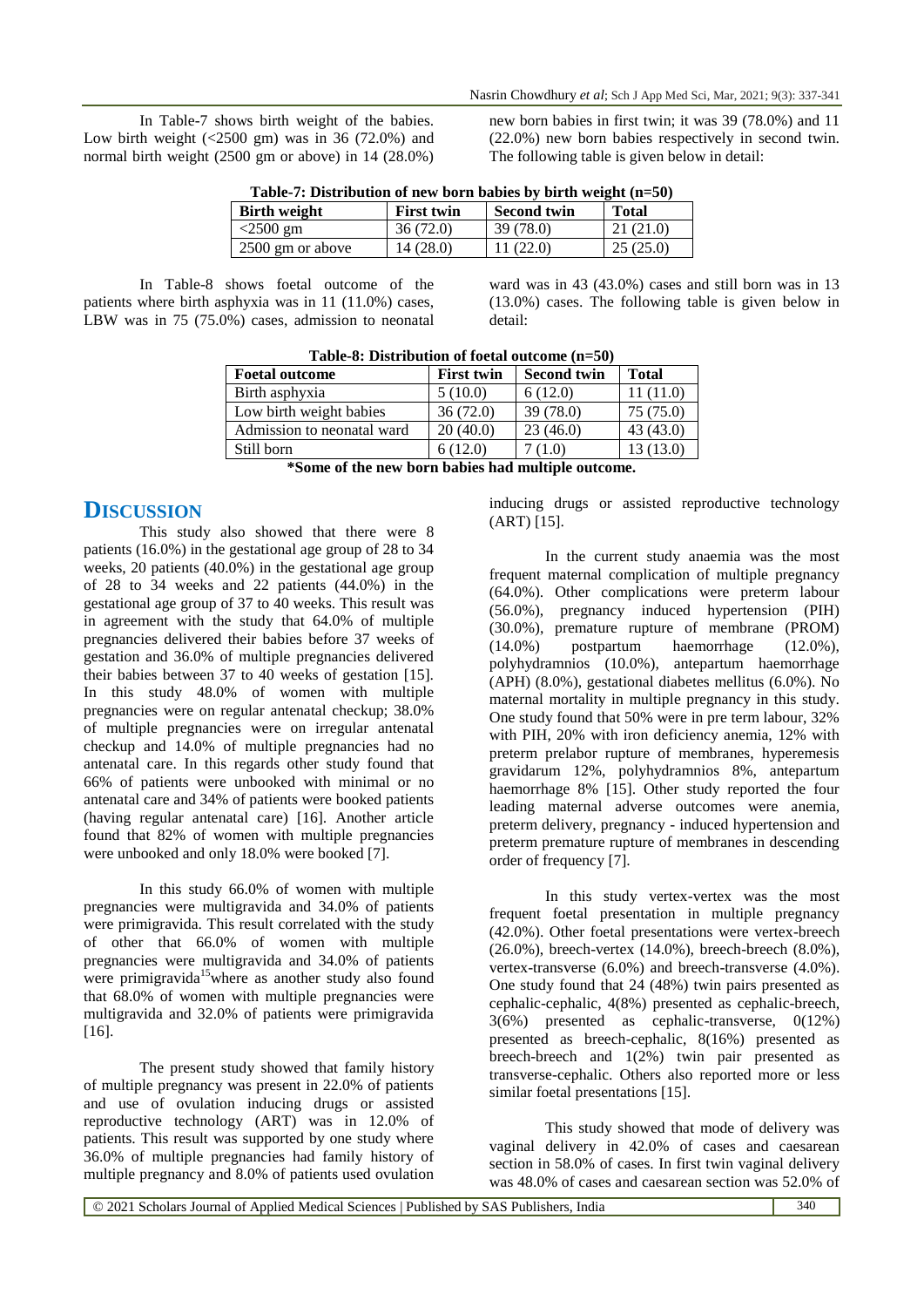In Table-7 shows birth weight of the babies. Low birth weight (<2500 gm) was in 36 (72.0%) and normal birth weight (2500 gm or above) in 14 (28.0%) new born babies in first twin; it was 39 (78.0%) and 11 (22.0%) new born babies respectively in second twin. The following table is given below in detail:

**Table-7: Distribution of new born babies by birth weight (n=50)**

| Birth weight | First twin | Second twin | Total |
|---|---|---|---|
| <2500 gm | 36 (72.0) | 39 (78.0) | 21 (21.0) |
| 2500 gm or above | 14 (28.0) | 11 (22.0) | 25 (25.0) |

In Table-8 shows foetal outcome of the patients where birth asphyxia was in 11 (11.0%) cases, LBW was in 75 (75.0%) cases, admission to neonatal ward was in 43 (43.0%) cases and still born was in 13 (13.0%) cases. The following table is given below in detail:

**Table-8: Distribution of foetal outcome (n=50)**

| Foetal outcome | First twin | Second twin | Total |
|---|---|---|---|
| Birth asphyxia | 5 (10.0) | 6 (12.0) | 11 (11.0) |
| Low birth weight babies | 36 (72.0) | 39 (78.0) | 75 (75.0) |
| Admission to neonatal ward | 20 (40.0) | 23 (46.0) | 43 (43.0) |
| Still born | 6 (12.0) | 7 (1.0) | 13 (13.0) |

**\*Some of the new born babies had multiple outcome.**

## DISCUSSION

This study also showed that there were 8 patients (16.0%) in the gestational age group of 28 to 34 weeks, 20 patients (40.0%) in the gestational age group of 28 to 34 weeks and 22 patients (44.0%) in the gestational age group of 37 to 40 weeks. This result was in agreement with the study that 64.0% of multiple pregnancies delivered their babies before 37 weeks of gestation and 36.0% of multiple pregnancies delivered their babies between 37 to 40 weeks of gestation [15]. In this study 48.0% of women with multiple pregnancies were on regular antenatal checkup; 38.0% of multiple pregnancies were on irregular antenatal checkup and 14.0% of multiple pregnancies had no antenatal care. In this regards other study found that 66% of patients were unbooked with minimal or no antenatal care and 34% of patients were booked patients (having regular antenatal care) [16]. Another article found that 82% of women with multiple pregnancies were unbooked and only 18.0% were booked [7].

In this study 66.0% of women with multiple pregnancies were multigravida and 34.0% of patients were primigravida. This result correlated with the study of other that 66.0% of women with multiple pregnancies were multigravida and 34.0% of patients were primigravida[15] where as another study also found that 68.0% of women with multiple pregnancies were multigravida and 32.0% of patients were primigravida [16].

The present study showed that family history of multiple pregnancy was present in 22.0% of patients and use of ovulation inducing drugs or assisted reproductive technology (ART) was in 12.0% of patients. This result was supported by one study where 36.0% of multiple pregnancies had family history of multiple pregnancy and 8.0% of patients used ovulation inducing drugs or assisted reproductive technology (ART) [15].

In the current study anaemia was the most frequent maternal complication of multiple pregnancy (64.0%). Other complications were preterm labour (56.0%), pregnancy induced hypertension (PIH) (30.0%), premature rupture of membrane (PROM) (14.0%) postpartum haemorrhage (12.0%), polyhydramnios (10.0%), antepartum haemorrhage (APH) (8.0%), gestational diabetes mellitus (6.0%). No maternal mortality in multiple pregnancy in this study. One study found that 50% were in pre term labour, 32% with PIH, 20% with iron deficiency anemia, 12% with preterm prelabor rupture of membranes, hyperemesis gravidarum 12%, polyhydramnios 8%, antepartum haemorrhage 8% [15]. Other study reported the four leading maternal adverse outcomes were anemia, preterm delivery, pregnancy - induced hypertension and preterm premature rupture of membranes in descending order of frequency [7].

In this study vertex-vertex was the most frequent foetal presentation in multiple pregnancy (42.0%). Other foetal presentations were vertex-breech (26.0%), breech-vertex (14.0%), breech-breech (8.0%), vertex-transverse (6.0%) and breech-transverse (4.0%). One study found that 24 (48%) twin pairs presented as cephalic-cephalic, 4(8%) presented as cephalic-breech, 3(6%) presented as cephalic-transverse, 0(12%) presented as breech-cephalic, 8(16%) presented as breech-breech and 1(2%) twin pair presented as transverse-cephalic. Others also reported more or less similar foetal presentations [15].

This study showed that mode of delivery was vaginal delivery in 42.0% of cases and caesarean section in 58.0% of cases. In first twin vaginal delivery was 48.0% of cases and caesarean section was 52.0% of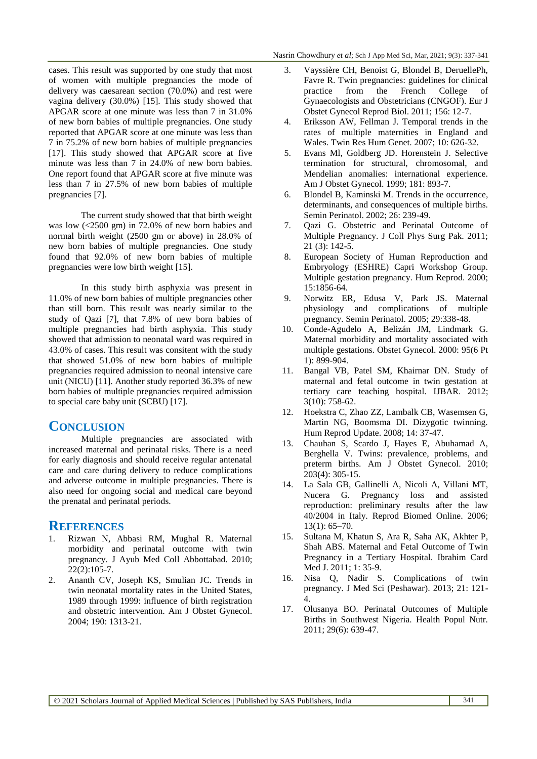cases. This result was supported by one study that most of women with multiple pregnancies the mode of delivery was caesarean section (70.0%) and rest were vagina delivery (30.0%) [15]. This study showed that APGAR score at one minute was less than 7 in 31.0% of new born babies of multiple pregnancies. One study reported that APGAR score at one minute was less than 7 in 75.2% of new born babies of multiple pregnancies [17]. This study showed that APGAR score at five minute was less than 7 in 24.0% of new born babies. One report found that APGAR score at five minute was less than 7 in 27.5% of new born babies of multiple pregnancies [7].

The current study showed that that birth weight was low (<2500 gm) in 72.0% of new born babies and normal birth weight (2500 gm or above) in 28.0% of new born babies of multiple pregnancies. One study found that 92.0% of new born babies of multiple pregnancies were low birth weight [15].

In this study birth asphyxia was present in 11.0% of new born babies of multiple pregnancies other than still born. This result was nearly similar to the study of Qazi [7], that 7.8% of new born babies of multiple pregnancies had birth asphyxia. This study showed that admission to neonatal ward was required in 43.0% of cases. This result was consitent with the study that showed 51.0% of new born babies of multiple pregnancies required admission to neonal intensive care unit (NICU) [11]. Another study reported 36.3% of new born babies of multiple pregnancies required admission to special care baby unit (SCBU) [17].

## CONCLUSION

Multiple pregnancies are associated with increased maternal and perinatal risks. There is a need for early diagnosis and should receive regular antenatal care and care during delivery to reduce complications and adverse outcome in multiple pregnancies. There is also need for ongoing social and medical care beyond the prenatal and perinatal periods.

## REFERENCES

1. Rizwan N, Abbasi RM, Mughal R. Maternal morbidity and perinatal outcome with twin pregnancy. J Ayub Med Coll Abbottabad. 2010; 22(2):105-7.
2. Ananth CV, Joseph KS, Smulian JC. Trends in twin neonatal mortality rates in the United States, 1989 through 1999: influence of birth registration and obstetric intervention. Am J Obstet Gynecol. 2004; 190: 1313-21.
3. Vayssière CH, Benoist G, Blondel B, DeruellePh, Favre R. Twin pregnancies: guidelines for clinical practice from the French College of Gynaecologists and Obstetricians (CNGOF). Eur J Obstet Gynecol Reprod Biol. 2011; 156: 12-7.
4. Eriksson AW, Fellman J. Temporal trends in the rates of multiple maternities in England and Wales. Twin Res Hum Genet. 2007; 10: 626-32.
5. Evans Ml, Goldberg JD. Horenstein J. Selective termination for structural, chromosomal, and Mendelian anomalies: international experience. Am J Obstet Gynecol. 1999; 181: 893-7.
6. Blondel B, Kaminski M. Trends in the occurrence, determinants, and consequences of multiple births. Semin Perinatol. 2002; 26: 239-49.
7. Qazi G. Obstetric and Perinatal Outcome of Multiple Pregnancy. J Coll Phys Surg Pak. 2011; 21 (3): 142-5.
8. European Society of Human Reproduction and Embryology (ESHRE) Capri Workshop Group. Multiple gestation pregnancy. Hum Reprod. 2000; 15:1856-64.
9. Norwitz ER, Edusa V, Park JS. Maternal physiology and complications of multiple pregnancy. Semin Perinatol. 2005; 29:338-48.
10. Conde-Agudelo A, Belizán JM, Lindmark G. Maternal morbidity and mortality associated with multiple gestations. Obstet Gynecol. 2000: 95(6 Pt 1): 899-904.
11. Bangal VB, Patel SM, Khairnar DN. Study of maternal and fetal outcome in twin gestation at tertiary care teaching hospital. IJBAR. 2012; 3(10): 758-62.
12. Hoekstra C, Zhao ZZ, Lambalk CB, Wasemsen G, Martin NG, Boomsma DI. Dizygotic twinning. Hum Reprod Update. 2008; 14: 37-47.
13. Chauhan S, Scardo J, Hayes E, Abuhamad A, Berghella V. Twins: prevalence, problems, and preterm births. Am J Obstet Gynecol. 2010; 203(4): 305-15.
14. La Sala GB, Gallinelli A, Nicoli A, Villani MT, Nucera G. Pregnancy loss and assisted reproduction: preliminary results after the law 40/2004 in Italy. Reprod Biomed Online. 2006; 13(1): 65–70.
15. Sultana M, Khatun S, Ara R, Saha AK, Akhter P, Shah ABS. Maternal and Fetal Outcome of Twin Pregnancy in a Tertiary Hospital. Ibrahim Card Med J. 2011; 1: 35-9.
16. Nisa Q, Nadir S. Complications of twin pregnancy. J Med Sci (Peshawar). 2013; 21: 121-4.
17. Olusanya BO. Perinatal Outcomes of Multiple Births in Southwest Nigeria. Health Popul Nutr. 2011; 29(6): 639-47.